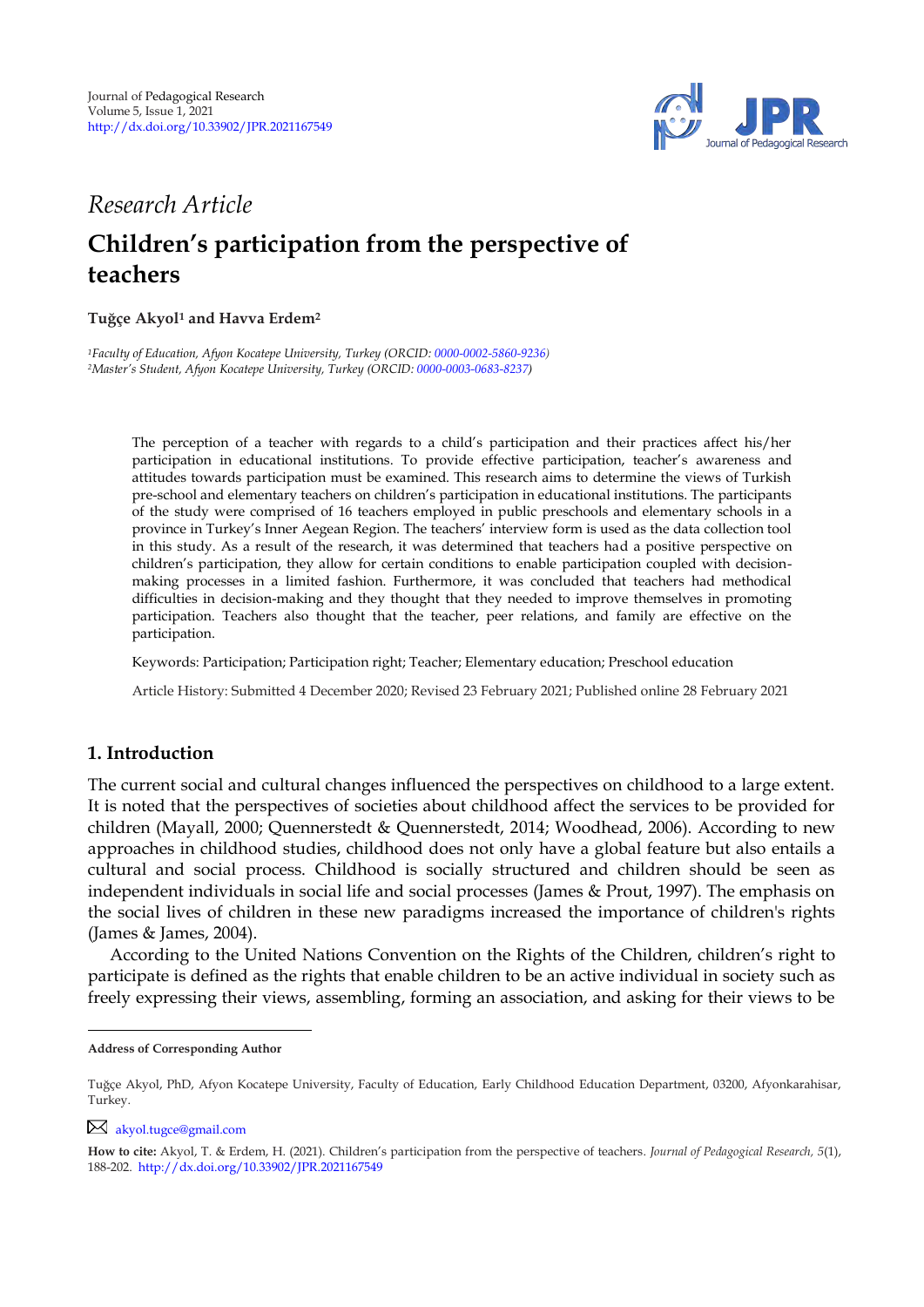*Research Article*

# Children's participation from the perspective of teachers

**Tuğçe Akyol[1] and Havva Erdem[2]**

*[1]Faculty of Education, Afyon Kocatepe University, Turkey (ORCID: 0000-0002-5860-9236)*
*[2]Master's Student, Afyon Kocatepe University, Turkey (ORCID: 0000-0003-0683-8237)*

The perception of a teacher with regards to a child's participation and their practices affect his/her participation in educational institutions. To provide effective participation, teacher's awareness and attitudes towards participation must be examined. This research aims to determine the views of Turkish pre-school and elementary teachers on children's participation in educational institutions. The participants of the study were comprised of 16 teachers employed in public preschools and elementary schools in a province in Turkey's Inner Aegean Region. The teachers' interview form is used as the data collection tool in this study. As a result of the research, it was determined that teachers had a positive perspective on children's participation, they allow for certain conditions to enable participation coupled with decision-making processes in a limited fashion. Furthermore, it was concluded that teachers had methodical difficulties in decision-making and they thought that they needed to improve themselves in promoting participation. Teachers also thought that the teacher, peer relations, and family are effective on the participation.

Keywords: Participation; Participation right; Teacher; Elementary education; Preschool education

Article History: Submitted 4 December 2020; Revised 23 February 2021; Published online 28 February 2021

## 1. Introduction

The current social and cultural changes influenced the perspectives on childhood to a large extent. It is noted that the perspectives of societies about childhood affect the services to be provided for children (Mayall, 2000; Quennerstedt & Quennerstedt, 2014; Woodhead, 2006). According to new approaches in childhood studies, childhood does not only have a global feature but also entails a cultural and social process. Childhood is socially structured and children should be seen as independent individuals in social life and social processes (James & Prout, 1997). The emphasis on the social lives of children in these new paradigms increased the importance of children's rights (James & James, 2004).

According to the United Nations Convention on the Rights of the Children, children's right to participate is defined as the rights that enable children to be an active individual in society such as freely expressing their views, assembling, forming an association, and asking for their views to be

---

**Address of Corresponding Author**

Tuğçe Akyol, PhD, Afyon Kocatepe University, Faculty of Education, Early Childhood Education Department, 03200, Afyonkarahisar, Turkey.

akyol.tugce@gmail.com

**How to cite:** Akyol, T. & Erdem, H. (2021). Children's participation from the perspective of teachers. *Journal of Pedagogical Research, 5*(1), 188-202. http://dx.doi.org/10.33902/JPR.2021167549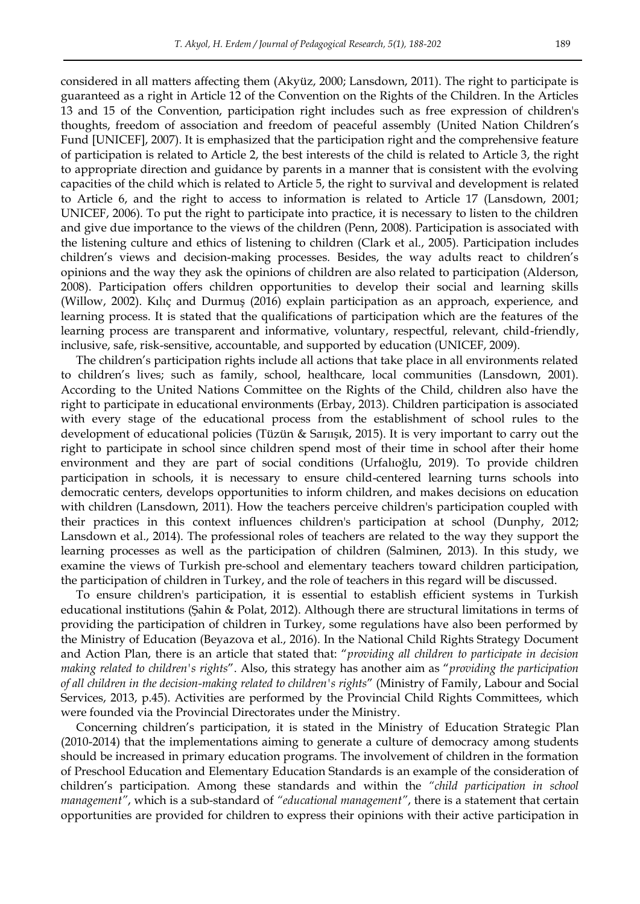considered in all matters affecting them (Akyüz, 2000; Lansdown, 2011). The right to participate is guaranteed as a right in Article 12 of the Convention on the Rights of the Children. In the Articles 13 and 15 of the Convention, participation right includes such as free expression of children's thoughts, freedom of association and freedom of peaceful assembly (United Nation Children's Fund [UNICEF], 2007). It is emphasized that the participation right and the comprehensive feature of participation is related to Article 2, the best interests of the child is related to Article 3, the right to appropriate direction and guidance by parents in a manner that is consistent with the evolving capacities of the child which is related to Article 5, the right to survival and development is related to Article 6, and the right to access to information is related to Article 17 (Lansdown, 2001; UNICEF, 2006). To put the right to participate into practice, it is necessary to listen to the children and give due importance to the views of the children (Penn, 2008). Participation is associated with the listening culture and ethics of listening to children (Clark et al., 2005). Participation includes children's views and decision-making processes. Besides, the way adults react to children's opinions and the way they ask the opinions of children are also related to participation (Alderson, 2008). Participation offers children opportunities to develop their social and learning skills (Willow, 2002). Kılıç and Durmuş (2016) explain participation as an approach, experience, and learning process. It is stated that the qualifications of participation which are the features of the learning process are transparent and informative, voluntary, respectful, relevant, child-friendly, inclusive, safe, risk-sensitive, accountable, and supported by education (UNICEF, 2009).

The children's participation rights include all actions that take place in all environments related to children's lives; such as family, school, healthcare, local communities (Lansdown, 2001). According to the United Nations Committee on the Rights of the Child, children also have the right to participate in educational environments (Erbay, 2013). Children participation is associated with every stage of the educational process from the establishment of school rules to the development of educational policies (Tüzün & Sarıışık, 2015). It is very important to carry out the right to participate in school since children spend most of their time in school after their home environment and they are part of social conditions (Urfalıoğlu, 2019). To provide children participation in schools, it is necessary to ensure child-centered learning turns schools into democratic centers, develops opportunities to inform children, and makes decisions on education with children (Lansdown, 2011). How the teachers perceive children's participation coupled with their practices in this context influences children's participation at school (Dunphy, 2012; Lansdown et al., 2014). The professional roles of teachers are related to the way they support the learning processes as well as the participation of children (Salminen, 2013). In this study, we examine the views of Turkish pre-school and elementary teachers toward children participation, the participation of children in Turkey, and the role of teachers in this regard will be discussed.

To ensure children's participation, it is essential to establish efficient systems in Turkish educational institutions (Şahin & Polat, 2012). Although there are structural limitations in terms of providing the participation of children in Turkey, some regulations have also been performed by the Ministry of Education (Beyazova et al., 2016). In the National Child Rights Strategy Document and Action Plan, there is an article that stated that: "*providing all children to participate in decision making related to children's rights*". Also, this strategy has another aim as "*providing the participation of all children in the decision-making related to children's rights*" (Ministry of Family, Labour and Social Services, 2013, p.45). Activities are performed by the Provincial Child Rights Committees, which were founded via the Provincial Directorates under the Ministry.

Concerning children's participation, it is stated in the Ministry of Education Strategic Plan (2010-2014) that the implementations aiming to generate a culture of democracy among students should be increased in primary education programs. The involvement of children in the formation of Preschool Education and Elementary Education Standards is an example of the consideration of children's participation. Among these standards and within the *"child participation in school management"*, which is a sub-standard of *"educational management"*, there is a statement that certain opportunities are provided for children to express their opinions with their active participation in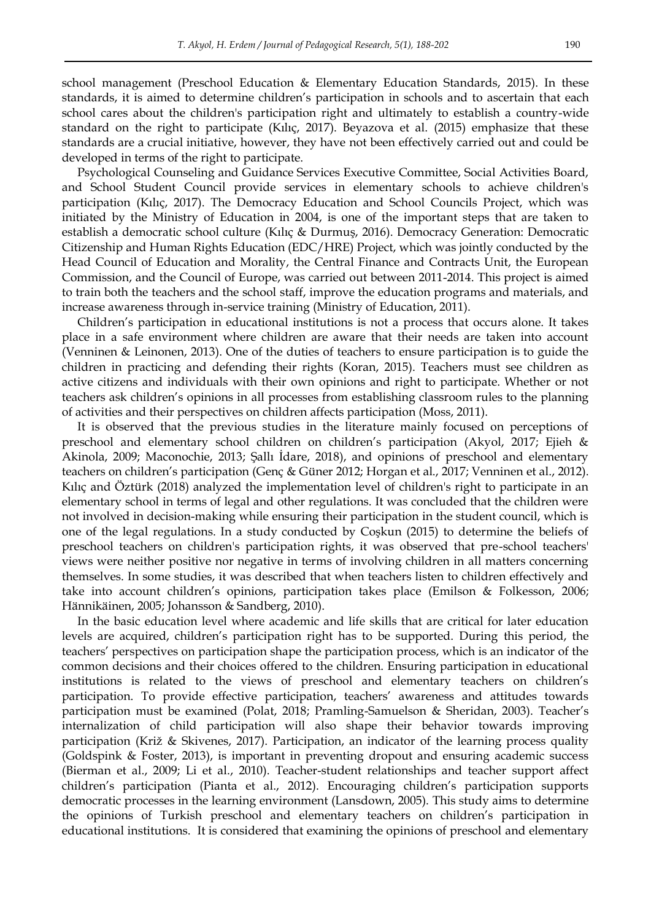school management (Preschool Education & Elementary Education Standards, 2015). In these standards, it is aimed to determine children's participation in schools and to ascertain that each school cares about the children's participation right and ultimately to establish a country-wide standard on the right to participate (Kılıç, 2017). Beyazova et al. (2015) emphasize that these standards are a crucial initiative, however, they have not been effectively carried out and could be developed in terms of the right to participate.

Psychological Counseling and Guidance Services Executive Committee, Social Activities Board, and School Student Council provide services in elementary schools to achieve children's participation (Kılıç, 2017). The Democracy Education and School Councils Project, which was initiated by the Ministry of Education in 2004, is one of the important steps that are taken to establish a democratic school culture (Kılıç & Durmuş, 2016). Democracy Generation: Democratic Citizenship and Human Rights Education (EDC/HRE) Project, which was jointly conducted by the Head Council of Education and Morality, the Central Finance and Contracts Unit, the European Commission, and the Council of Europe, was carried out between 2011-2014. This project is aimed to train both the teachers and the school staff, improve the education programs and materials, and increase awareness through in-service training (Ministry of Education, 2011).

Children's participation in educational institutions is not a process that occurs alone. It takes place in a safe environment where children are aware that their needs are taken into account (Venninen & Leinonen, 2013). One of the duties of teachers to ensure participation is to guide the children in practicing and defending their rights (Koran, 2015). Teachers must see children as active citizens and individuals with their own opinions and right to participate. Whether or not teachers ask children's opinions in all processes from establishing classroom rules to the planning of activities and their perspectives on children affects participation (Moss, 2011).

It is observed that the previous studies in the literature mainly focused on perceptions of preschool and elementary school children on children's participation (Akyol, 2017; Ejieh & Akinola, 2009; Maconochie, 2013; Şallı İdare, 2018), and opinions of preschool and elementary teachers on children's participation (Genç & Güner 2012; Horgan et al., 2017; Venninen et al., 2012). Kılıç and Öztürk (2018) analyzed the implementation level of children's right to participate in an elementary school in terms of legal and other regulations. It was concluded that the children were not involved in decision-making while ensuring their participation in the student council, which is one of the legal regulations. In a study conducted by Coşkun (2015) to determine the beliefs of preschool teachers on children's participation rights, it was observed that pre-school teachers' views were neither positive nor negative in terms of involving children in all matters concerning themselves. In some studies, it was described that when teachers listen to children effectively and take into account children's opinions, participation takes place (Emilson & Folkesson, 2006; Hännikäinen, 2005; Johansson & Sandberg, 2010).

In the basic education level where academic and life skills that are critical for later education levels are acquired, children's participation right has to be supported. During this period, the teachers' perspectives on participation shape the participation process, which is an indicator of the common decisions and their choices offered to the children. Ensuring participation in educational institutions is related to the views of preschool and elementary teachers on children's participation. To provide effective participation, teachers' awareness and attitudes towards participation must be examined (Polat, 2018; Pramling-Samuelson & Sheridan, 2003). Teacher's internalization of child participation will also shape their behavior towards improving participation (Križ & Skivenes, 2017). Participation, an indicator of the learning process quality (Goldspink & Foster, 2013), is important in preventing dropout and ensuring academic success (Bierman et al., 2009; Li et al., 2010). Teacher-student relationships and teacher support affect children's participation (Pianta et al., 2012). Encouraging children's participation supports democratic processes in the learning environment (Lansdown, 2005). This study aims to determine the opinions of Turkish preschool and elementary teachers on children's participation in educational institutions. It is considered that examining the opinions of preschool and elementary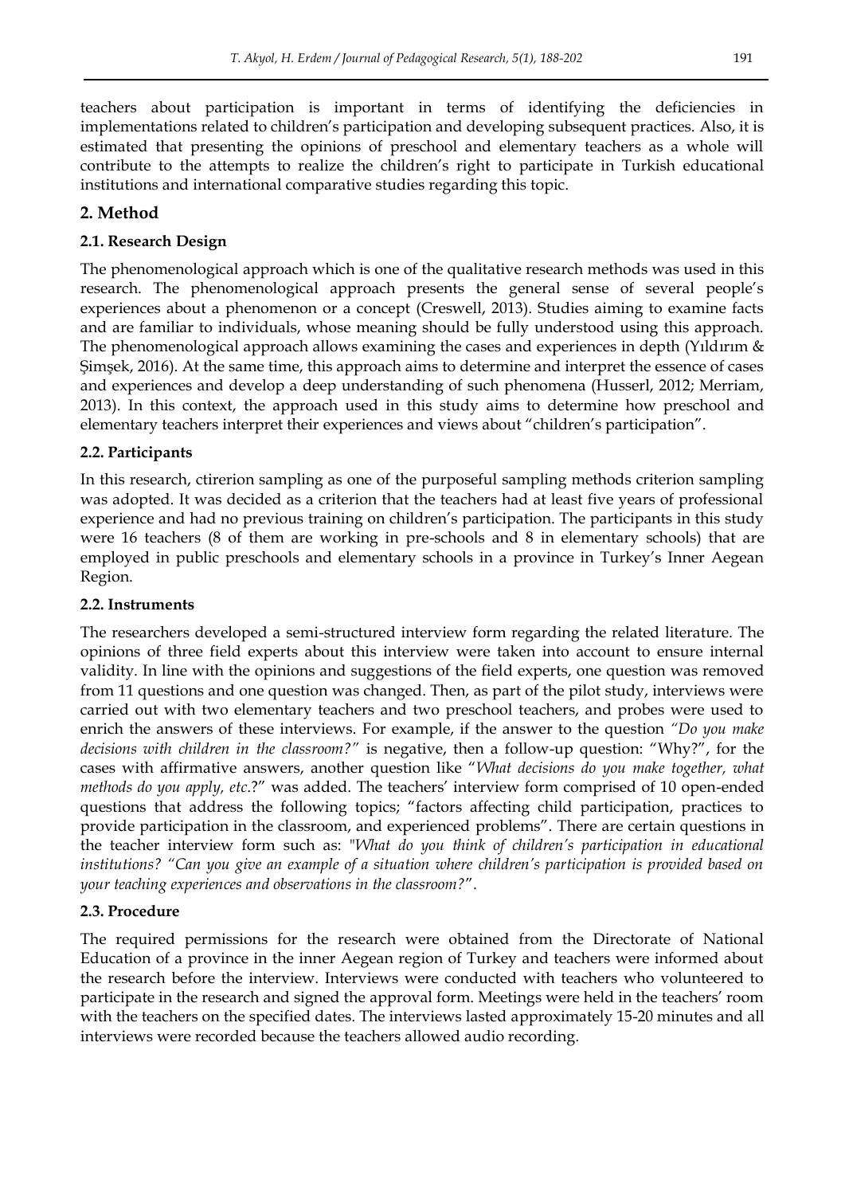teachers about participation is important in terms of identifying the deficiencies in implementations related to children's participation and developing subsequent practices. Also, it is estimated that presenting the opinions of preschool and elementary teachers as a whole will contribute to the attempts to realize the children's right to participate in Turkish educational institutions and international comparative studies regarding this topic.

## 2. Method

### 2.1. Research Design

The phenomenological approach which is one of the qualitative research methods was used in this research. The phenomenological approach presents the general sense of several people's experiences about a phenomenon or a concept (Creswell, 2013). Studies aiming to examine facts and are familiar to individuals, whose meaning should be fully understood using this approach. The phenomenological approach allows examining the cases and experiences in depth (Yıldırım & Şimşek, 2016). At the same time, this approach aims to determine and interpret the essence of cases and experiences and develop a deep understanding of such phenomena (Husserl, 2012; Merriam, 2013). In this context, the approach used in this study aims to determine how preschool and elementary teachers interpret their experiences and views about "children's participation".

### 2.2. Participants

In this research, ctirerion sampling as one of the purposeful sampling methods criterion sampling was adopted. It was decided as a criterion that the teachers had at least five years of professional experience and had no previous training on children's participation. The participants in this study were 16 teachers (8 of them are working in pre-schools and 8 in elementary schools) that are employed in public preschools and elementary schools in a province in Turkey's Inner Aegean Region.

### 2.2. Instruments

The researchers developed a semi-structured interview form regarding the related literature. The opinions of three field experts about this interview were taken into account to ensure internal validity. In line with the opinions and suggestions of the field experts, one question was removed from 11 questions and one question was changed. Then, as part of the pilot study, interviews were carried out with two elementary teachers and two preschool teachers, and probes were used to enrich the answers of these interviews. For example, if the answer to the question *"Do you make decisions with children in the classroom?"* is negative, then a follow-up question: "Why?", for the cases with affirmative answers, another question like "*What decisions do you make together, what methods do you apply, etc*.?" was added. The teachers' interview form comprised of 10 open-ended questions that address the following topics; "factors affecting child participation, practices to provide participation in the classroom, and experienced problems". There are certain questions in the teacher interview form such as: "*What do you think of children's participation in educational institutions? "Can you give an example of a situation where children's participation is provided based on your teaching experiences and observations in the classroom?*".

### 2.3. Procedure

The required permissions for the research were obtained from the Directorate of National Education of a province in the inner Aegean region of Turkey and teachers were informed about the research before the interview. Interviews were conducted with teachers who volunteered to participate in the research and signed the approval form. Meetings were held in the teachers' room with the teachers on the specified dates. The interviews lasted approximately 15-20 minutes and all interviews were recorded because the teachers allowed audio recording.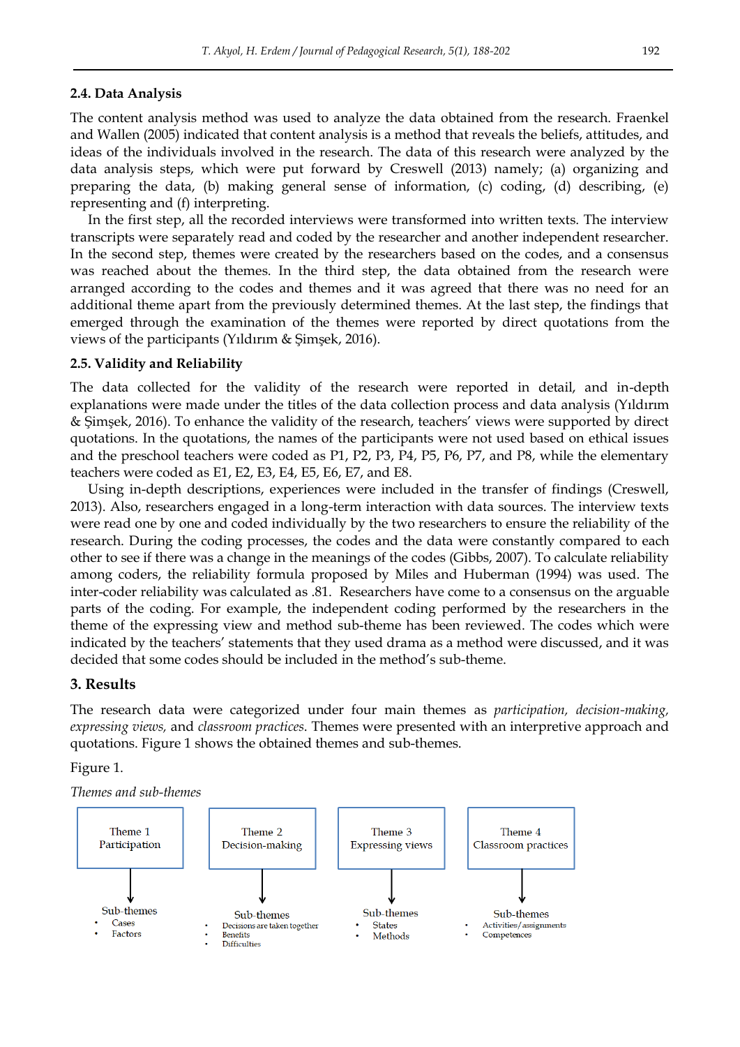## 2.4. Data Analysis

The content analysis method was used to analyze the data obtained from the research. Fraenkel and Wallen (2005) indicated that content analysis is a method that reveals the beliefs, attitudes, and ideas of the individuals involved in the research. The data of this research were analyzed by the data analysis steps, which were put forward by Creswell (2013) namely; (a) organizing and preparing the data, (b) making general sense of information, (c) coding, (d) describing, (e) representing and (f) interpreting.

In the first step, all the recorded interviews were transformed into written texts. The interview transcripts were separately read and coded by the researcher and another independent researcher. In the second step, themes were created by the researchers based on the codes, and a consensus was reached about the themes. In the third step, the data obtained from the research were arranged according to the codes and themes and it was agreed that there was no need for an additional theme apart from the previously determined themes. At the last step, the findings that emerged through the examination of the themes were reported by direct quotations from the views of the participants (Yıldırım & Şimşek, 2016).

## 2.5. Validity and Reliability

The data collected for the validity of the research were reported in detail, and in-depth explanations were made under the titles of the data collection process and data analysis (Yıldırım & Şimşek, 2016). To enhance the validity of the research, teachers' views were supported by direct quotations. In the quotations, the names of the participants were not used based on ethical issues and the preschool teachers were coded as P1, P2, P3, P4, P5, P6, P7, and P8, while the elementary teachers were coded as E1, E2, E3, E4, E5, E6, E7, and E8.

Using in-depth descriptions, experiences were included in the transfer of findings (Creswell, 2013). Also, researchers engaged in a long-term interaction with data sources. The interview texts were read one by one and coded individually by the two researchers to ensure the reliability of the research. During the coding processes, the codes and the data were constantly compared to each other to see if there was a change in the meanings of the codes (Gibbs, 2007). To calculate reliability among coders, the reliability formula proposed by Miles and Huberman (1994) was used. The inter-coder reliability was calculated as .81. Researchers have come to a consensus on the arguable parts of the coding. For example, the independent coding performed by the researchers in the theme of the expressing view and method sub-theme has been reviewed. The codes which were indicated by the teachers' statements that they used drama as a method were discussed, and it was decided that some codes should be included in the method's sub-theme.

# 3. Results

The research data were categorized under four main themes as *participation, decision-making, expressing views,* and *classroom practices*. Themes were presented with an interpretive approach and quotations. Figure 1 shows the obtained themes and sub-themes.

Figure 1.

*Themes and sub-themes*

| Theme 1 Participation | Theme 2 Decision-making | Theme 3 Expressing views | Theme 4 Classroom practices |
|---|---|---|---|
| Sub-themes | Sub-themes | Sub-themes | Sub-themes |
| • Cases | • Decisions are taken together | • States | • Activities/assignments |
| • Factors | • Benefits | • Methods | • Competences |
| | • Difficulties | | |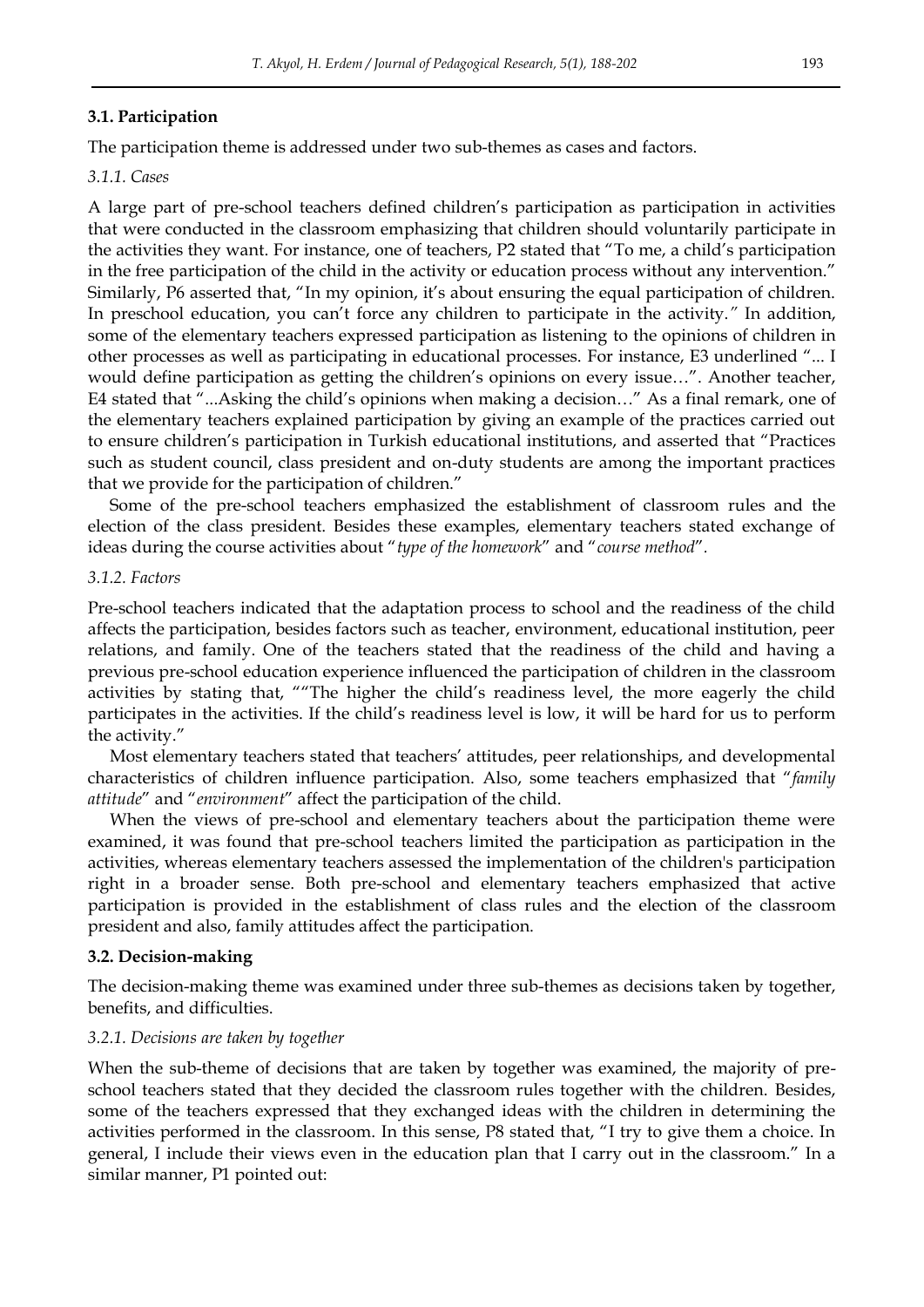### 3.1. Participation

The participation theme is addressed under two sub-themes as cases and factors.

#### *3.1.1. Cases*

A large part of pre-school teachers defined children's participation as participation in activities that were conducted in the classroom emphasizing that children should voluntarily participate in the activities they want. For instance, one of teachers, P2 stated that "To me, a child's participation in the free participation of the child in the activity or education process without any intervention." Similarly, P6 asserted that, "In my opinion, it's about ensuring the equal participation of children. In preschool education, you can't force any children to participate in the activity." In addition, some of the elementary teachers expressed participation as listening to the opinions of children in other processes as well as participating in educational processes. For instance, E3 underlined "... I would define participation as getting the children's opinions on every issue…". Another teacher, E4 stated that "...Asking the child's opinions when making a decision…" As a final remark, one of the elementary teachers explained participation by giving an example of the practices carried out to ensure children's participation in Turkish educational institutions, and asserted that "Practices such as student council, class president and on-duty students are among the important practices that we provide for the participation of children."

Some of the pre-school teachers emphasized the establishment of classroom rules and the election of the class president. Besides these examples, elementary teachers stated exchange of ideas during the course activities about "*type of the homework*" and "*course method*".

#### *3.1.2. Factors*

Pre-school teachers indicated that the adaptation process to school and the readiness of the child affects the participation, besides factors such as teacher, environment, educational institution, peer relations, and family. One of the teachers stated that the readiness of the child and having a previous pre-school education experience influenced the participation of children in the classroom activities by stating that, ""The higher the child's readiness level, the more eagerly the child participates in the activities. If the child's readiness level is low, it will be hard for us to perform the activity."

Most elementary teachers stated that teachers' attitudes, peer relationships, and developmental characteristics of children influence participation. Also, some teachers emphasized that "*family attitude*" and "*environment*" affect the participation of the child.

When the views of pre-school and elementary teachers about the participation theme were examined, it was found that pre-school teachers limited the participation as participation in the activities, whereas elementary teachers assessed the implementation of the children's participation right in a broader sense. Both pre-school and elementary teachers emphasized that active participation is provided in the establishment of class rules and the election of the classroom president and also, family attitudes affect the participation.

### 3.2. Decision-making

The decision-making theme was examined under three sub-themes as decisions taken by together, benefits, and difficulties.

#### *3.2.1. Decisions are taken by together*

When the sub-theme of decisions that are taken by together was examined, the majority of pre-school teachers stated that they decided the classroom rules together with the children. Besides, some of the teachers expressed that they exchanged ideas with the children in determining the activities performed in the classroom. In this sense, P8 stated that, "I try to give them a choice. In general, I include their views even in the education plan that I carry out in the classroom." In a similar manner, P1 pointed out: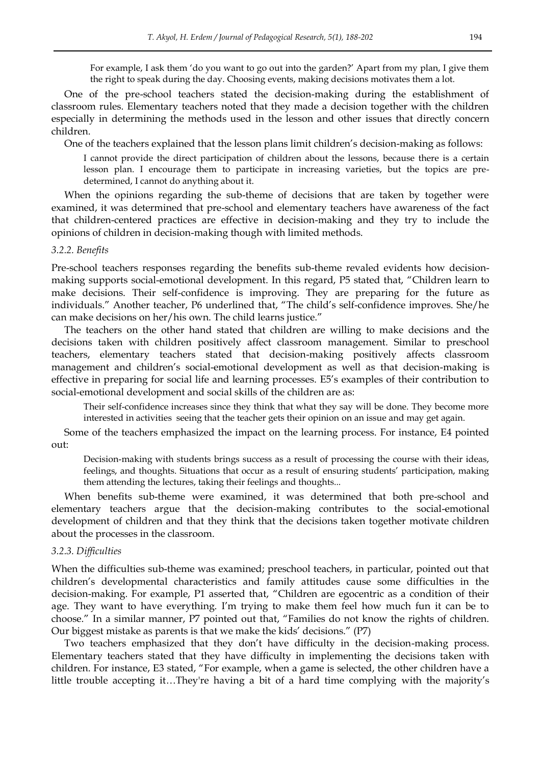> For example, I ask them 'do you want to go out into the garden?' Apart from my plan, I give them the right to speak during the day. Choosing events, making decisions motivates them a lot.

One of the pre-school teachers stated the decision-making during the establishment of classroom rules. Elementary teachers noted that they made a decision together with the children especially in determining the methods used in the lesson and other issues that directly concern children.

One of the teachers explained that the lesson plans limit children's decision-making as follows:

> I cannot provide the direct participation of children about the lessons, because there is a certain lesson plan. I encourage them to participate in increasing varieties, but the topics are pre-determined, I cannot do anything about it.

When the opinions regarding the sub-theme of decisions that are taken by together were examined, it was determined that pre-school and elementary teachers have awareness of the fact that children-centered practices are effective in decision-making and they try to include the opinions of children in decision-making though with limited methods.

### *3.2.2. Benefits*

Pre-school teachers responses regarding the benefits sub-theme revaled evidents how decision-making supports social-emotional development. In this regard, P5 stated that, "Children learn to make decisions. Their self-confidence is improving. They are preparing for the future as individuals." Another teacher, P6 underlined that, "The child's self-confidence improves. She/he can make decisions on her/his own. The child learns justice."

The teachers on the other hand stated that children are willing to make decisions and the decisions taken with children positively affect classroom management. Similar to preschool teachers, elementary teachers stated that decision-making positively affects classroom management and children's social-emotional development as well as that decision-making is effective in preparing for social life and learning processes. E5's examples of their contribution to social-emotional development and social skills of the children are as:

> Their self-confidence increases since they think that what they say will be done. They become more interested in activities seeing that the teacher gets their opinion on an issue and may get again.

Some of the teachers emphasized the impact on the learning process. For instance, E4 pointed out:

> Decision-making with students brings success as a result of processing the course with their ideas, feelings, and thoughts. Situations that occur as a result of ensuring students' participation, making them attending the lectures, taking their feelings and thoughts...

When benefits sub-theme were examined, it was determined that both pre-school and elementary teachers argue that the decision-making contributes to the social-emotional development of children and that they think that the decisions taken together motivate children about the processes in the classroom.

### *3.2.3. Difficulties*

When the difficulties sub-theme was examined; preschool teachers, in particular, pointed out that children's developmental characteristics and family attitudes cause some difficulties in the decision-making. For example, P1 asserted that, "Children are egocentric as a condition of their age. They want to have everything. I'm trying to make them feel how much fun it can be to choose." In a similar manner, P7 pointed out that, "Families do not know the rights of children. Our biggest mistake as parents is that we make the kids' decisions." (P7)

Two teachers emphasized that they don't have difficulty in the decision-making process. Elementary teachers stated that they have difficulty in implementing the decisions taken with children. For instance, E3 stated, "For example, when a game is selected, the other children have a little trouble accepting it…They're having a bit of a hard time complying with the majority's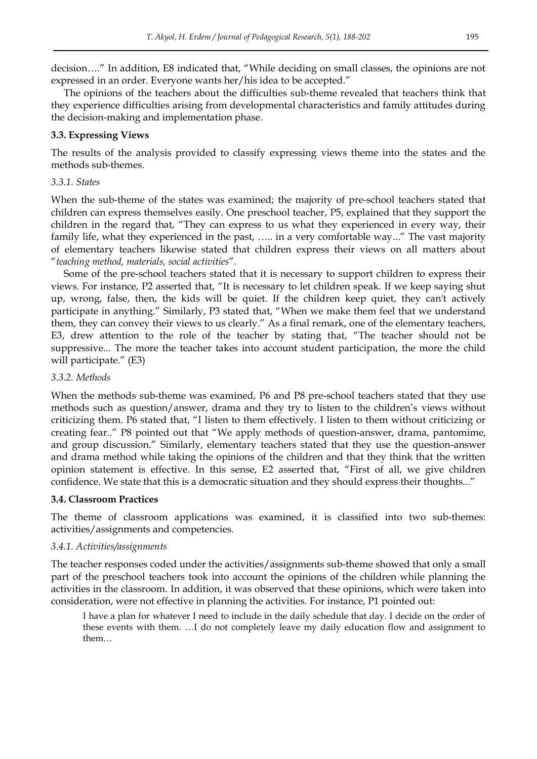decision…." In addition, E8 indicated that, "While deciding on small classes, the opinions are not expressed in an order. Everyone wants her/his idea to be accepted."

The opinions of the teachers about the difficulties sub-theme revealed that teachers think that they experience difficulties arising from developmental characteristics and family attitudes during the decision-making and implementation phase.

### 3.3. Expressing Views

The results of the analysis provided to classify expressing views theme into the states and the methods sub-themes.

#### *3.3.1. States*

When the sub-theme of the states was examined; the majority of pre-school teachers stated that children can express themselves easily. One preschool teacher, P5, explained that they support the children in the regard that, "They can express to us what they experienced in every way, their family life, what they experienced in the past, ….. in a very comfortable way..." The vast majority of elementary teachers likewise stated that children express their views on all matters about "*teaching method, materials, social activities*".

Some of the pre-school teachers stated that it is necessary to support children to express their views. For instance, P2 asserted that, "It is necessary to let children speak. If we keep saying shut up, wrong, false, then, the kids will be quiet. If the children keep quiet, they can't actively participate in anything." Similarly, P3 stated that, "When we make them feel that we understand them, they can convey their views to us clearly." As a final remark, one of the elementary teachers, E3, drew attention to the role of the teacher by stating that, "The teacher should not be suppressive... The more the teacher takes into account student participation, the more the child will participate." (E3)

#### *3.3.2. Methods*

When the methods sub-theme was examined, P6 and P8 pre-school teachers stated that they use methods such as question/answer, drama and they try to listen to the children's views without criticizing them. P6 stated that, "I listen to them effectively. I listen to them without criticizing or creating fear.." P8 pointed out that "We apply methods of question-answer, drama, pantomime, and group discussion." Similarly, elementary teachers stated that they use the question-answer and drama method while taking the opinions of the children and that they think that the written opinion statement is effective. In this sense, E2 asserted that, "First of all, we give children confidence. We state that this is a democratic situation and they should express their thoughts..."

### 3.4. Classroom Practices

The theme of classroom applications was examined, it is classified into two sub-themes: activities/assignments and competencies.

#### *3.4.1. Activities/assignments*

The teacher responses coded under the activities/assignments sub-theme showed that only a small part of the preschool teachers took into account the opinions of the children while planning the activities in the classroom. In addition, it was observed that these opinions, which were taken into consideration, were not effective in planning the activities. For instance, P1 pointed out:

> I have a plan for whatever I need to include in the daily schedule that day. I decide on the order of these events with them. …I do not completely leave my daily education flow and assignment to them…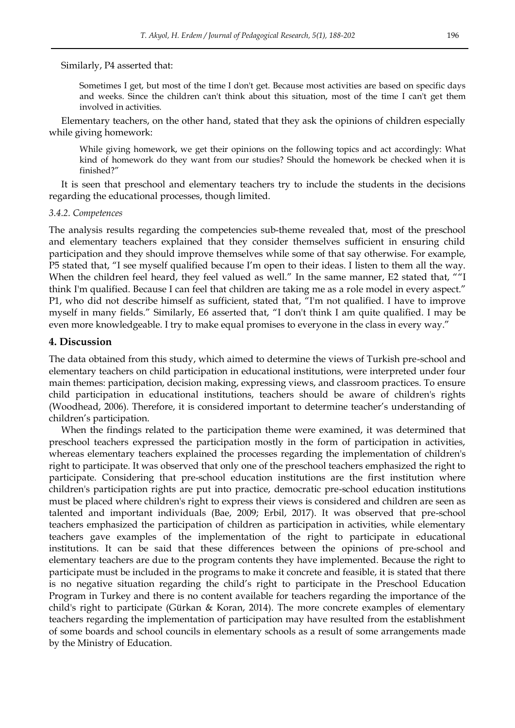Similarly, P4 asserted that:

> Sometimes I get, but most of the time I don't get. Because most activities are based on specific days and weeks. Since the children can't think about this situation, most of the time I can't get them involved in activities.

Elementary teachers, on the other hand, stated that they ask the opinions of children especially while giving homework:

> While giving homework, we get their opinions on the following topics and act accordingly: What kind of homework do they want from our studies? Should the homework be checked when it is finished?"

It is seen that preschool and elementary teachers try to include the students in the decisions regarding the educational processes, though limited.

#### *3.4.2. Competences*

The analysis results regarding the competencies sub-theme revealed that, most of the preschool and elementary teachers explained that they consider themselves sufficient in ensuring child participation and they should improve themselves while some of that say otherwise. For example, P5 stated that, "I see myself qualified because I'm open to their ideas. I listen to them all the way. When the children feel heard, they feel valued as well." In the same manner, E2 stated that, ""I think I'm qualified. Because I can feel that children are taking me as a role model in every aspect." P1, who did not describe himself as sufficient, stated that, "I'm not qualified. I have to improve myself in many fields." Similarly, E6 asserted that, "I don't think I am quite qualified. I may be even more knowledgeable. I try to make equal promises to everyone in the class in every way."

## 4. Discussion

The data obtained from this study, which aimed to determine the views of Turkish pre-school and elementary teachers on child participation in educational institutions, were interpreted under four main themes: participation, decision making, expressing views, and classroom practices. To ensure child participation in educational institutions, teachers should be aware of children's rights (Woodhead, 2006). Therefore, it is considered important to determine teacher's understanding of children's participation.

When the findings related to the participation theme were examined, it was determined that preschool teachers expressed the participation mostly in the form of participation in activities, whereas elementary teachers explained the processes regarding the implementation of children's right to participate. It was observed that only one of the preschool teachers emphasized the right to participate. Considering that pre-school education institutions are the first institution where children's participation rights are put into practice, democratic pre-school education institutions must be placed where children's right to express their views is considered and children are seen as talented and important individuals (Bae, 2009; Erbil, 2017). It was observed that pre-school teachers emphasized the participation of children as participation in activities, while elementary teachers gave examples of the implementation of the right to participate in educational institutions. It can be said that these differences between the opinions of pre-school and elementary teachers are due to the program contents they have implemented. Because the right to participate must be included in the programs to make it concrete and feasible, it is stated that there is no negative situation regarding the child's right to participate in the Preschool Education Program in Turkey and there is no content available for teachers regarding the importance of the child's right to participate (Gürkan & Koran, 2014). The more concrete examples of elementary teachers regarding the implementation of participation may have resulted from the establishment of some boards and school councils in elementary schools as a result of some arrangements made by the Ministry of Education.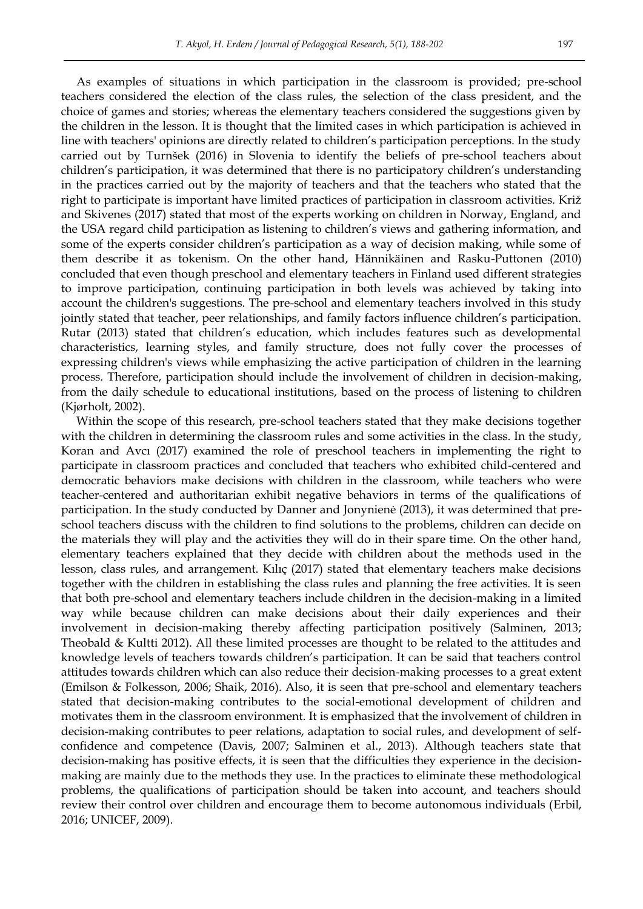As examples of situations in which participation in the classroom is provided; pre-school teachers considered the election of the class rules, the selection of the class president, and the choice of games and stories; whereas the elementary teachers considered the suggestions given by the children in the lesson. It is thought that the limited cases in which participation is achieved in line with teachers' opinions are directly related to children's participation perceptions. In the study carried out by Turnšek (2016) in Slovenia to identify the beliefs of pre-school teachers about children's participation, it was determined that there is no participatory children's understanding in the practices carried out by the majority of teachers and that the teachers who stated that the right to participate is important have limited practices of participation in classroom activities. Križ and Skivenes (2017) stated that most of the experts working on children in Norway, England, and the USA regard child participation as listening to children's views and gathering information, and some of the experts consider children's participation as a way of decision making, while some of them describe it as tokenism. On the other hand, Hännikäinen and Rasku-Puttonen (2010) concluded that even though preschool and elementary teachers in Finland used different strategies to improve participation, continuing participation in both levels was achieved by taking into account the children's suggestions. The pre-school and elementary teachers involved in this study jointly stated that teacher, peer relationships, and family factors influence children's participation. Rutar (2013) stated that children's education, which includes features such as developmental characteristics, learning styles, and family structure, does not fully cover the processes of expressing children's views while emphasizing the active participation of children in the learning process. Therefore, participation should include the involvement of children in decision-making, from the daily schedule to educational institutions, based on the process of listening to children (Kjørholt, 2002).

Within the scope of this research, pre-school teachers stated that they make decisions together with the children in determining the classroom rules and some activities in the class. In the study, Koran and Avcı (2017) examined the role of preschool teachers in implementing the right to participate in classroom practices and concluded that teachers who exhibited child-centered and democratic behaviors make decisions with children in the classroom, while teachers who were teacher-centered and authoritarian exhibit negative behaviors in terms of the qualifications of participation. In the study conducted by Danner and Jonynienė (2013), it was determined that pre-school teachers discuss with the children to find solutions to the problems, children can decide on the materials they will play and the activities they will do in their spare time. On the other hand, elementary teachers explained that they decide with children about the methods used in the lesson, class rules, and arrangement. Kılıç (2017) stated that elementary teachers make decisions together with the children in establishing the class rules and planning the free activities. It is seen that both pre-school and elementary teachers include children in the decision-making in a limited way while because children can make decisions about their daily experiences and their involvement in decision-making thereby affecting participation positively (Salminen, 2013; Theobald & Kultti 2012). All these limited processes are thought to be related to the attitudes and knowledge levels of teachers towards children's participation. It can be said that teachers control attitudes towards children which can also reduce their decision-making processes to a great extent (Emilson & Folkesson, 2006; Shaik, 2016). Also, it is seen that pre-school and elementary teachers stated that decision-making contributes to the social-emotional development of children and motivates them in the classroom environment. It is emphasized that the involvement of children in decision-making contributes to peer relations, adaptation to social rules, and development of self-confidence and competence (Davis, 2007; Salminen et al., 2013). Although teachers state that decision-making has positive effects, it is seen that the difficulties they experience in the decision-making are mainly due to the methods they use. In the practices to eliminate these methodological problems, the qualifications of participation should be taken into account, and teachers should review their control over children and encourage them to become autonomous individuals (Erbil, 2016; UNICEF, 2009).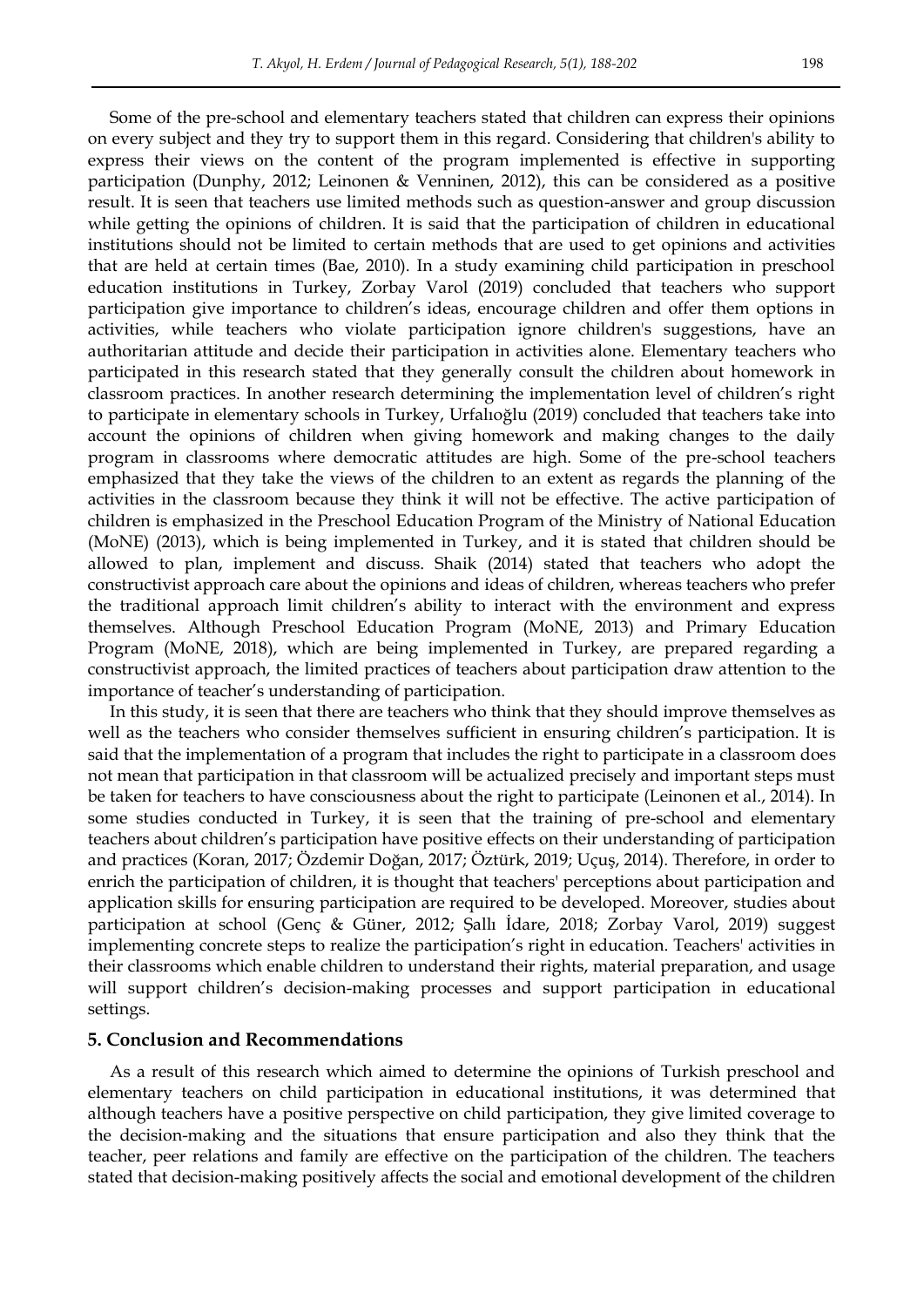Some of the pre-school and elementary teachers stated that children can express their opinions on every subject and they try to support them in this regard. Considering that children's ability to express their views on the content of the program implemented is effective in supporting participation (Dunphy, 2012; Leinonen & Venninen, 2012), this can be considered as a positive result. It is seen that teachers use limited methods such as question-answer and group discussion while getting the opinions of children. It is said that the participation of children in educational institutions should not be limited to certain methods that are used to get opinions and activities that are held at certain times (Bae, 2010). In a study examining child participation in preschool education institutions in Turkey, Zorbay Varol (2019) concluded that teachers who support participation give importance to children's ideas, encourage children and offer them options in activities, while teachers who violate participation ignore children's suggestions, have an authoritarian attitude and decide their participation in activities alone. Elementary teachers who participated in this research stated that they generally consult the children about homework in classroom practices. In another research determining the implementation level of children's right to participate in elementary schools in Turkey, Urfalıoğlu (2019) concluded that teachers take into account the opinions of children when giving homework and making changes to the daily program in classrooms where democratic attitudes are high. Some of the pre-school teachers emphasized that they take the views of the children to an extent as regards the planning of the activities in the classroom because they think it will not be effective. The active participation of children is emphasized in the Preschool Education Program of the Ministry of National Education (MoNE) (2013), which is being implemented in Turkey, and it is stated that children should be allowed to plan, implement and discuss. Shaik (2014) stated that teachers who adopt the constructivist approach care about the opinions and ideas of children, whereas teachers who prefer the traditional approach limit children's ability to interact with the environment and express themselves. Although Preschool Education Program (MoNE, 2013) and Primary Education Program (MoNE, 2018), which are being implemented in Turkey, are prepared regarding a constructivist approach, the limited practices of teachers about participation draw attention to the importance of teacher's understanding of participation.

In this study, it is seen that there are teachers who think that they should improve themselves as well as the teachers who consider themselves sufficient in ensuring children's participation. It is said that the implementation of a program that includes the right to participate in a classroom does not mean that participation in that classroom will be actualized precisely and important steps must be taken for teachers to have consciousness about the right to participate (Leinonen et al., 2014). In some studies conducted in Turkey, it is seen that the training of pre-school and elementary teachers about children's participation have positive effects on their understanding of participation and practices (Koran, 2017; Özdemir Doğan, 2017; Öztürk, 2019; Uçuş, 2014). Therefore, in order to enrich the participation of children, it is thought that teachers' perceptions about participation and application skills for ensuring participation are required to be developed. Moreover, studies about participation at school (Genç & Güner, 2012; Şallı İdare, 2018; Zorbay Varol, 2019) suggest implementing concrete steps to realize the participation's right in education. Teachers' activities in their classrooms which enable children to understand their rights, material preparation, and usage will support children's decision-making processes and support participation in educational settings.

## 5. Conclusion and Recommendations

As a result of this research which aimed to determine the opinions of Turkish preschool and elementary teachers on child participation in educational institutions, it was determined that although teachers have a positive perspective on child participation, they give limited coverage to the decision-making and the situations that ensure participation and also they think that the teacher, peer relations and family are effective on the participation of the children. The teachers stated that decision-making positively affects the social and emotional development of the children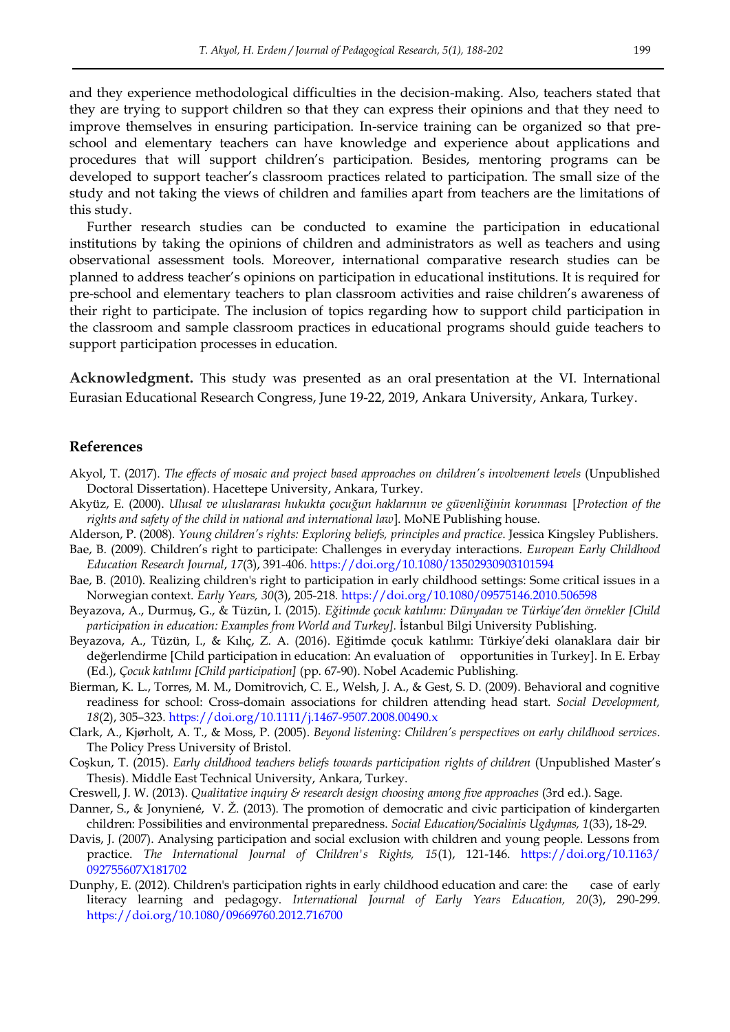and they experience methodological difficulties in the decision-making. Also, teachers stated that they are trying to support children so that they can express their opinions and that they need to improve themselves in ensuring participation. In-service training can be organized so that pre-school and elementary teachers can have knowledge and experience about applications and procedures that will support children's participation. Besides, mentoring programs can be developed to support teacher's classroom practices related to participation. The small size of the study and not taking the views of children and families apart from teachers are the limitations of this study.

Further research studies can be conducted to examine the participation in educational institutions by taking the opinions of children and administrators as well as teachers and using observational assessment tools. Moreover, international comparative research studies can be planned to address teacher's opinions on participation in educational institutions. It is required for pre-school and elementary teachers to plan classroom activities and raise children's awareness of their right to participate. The inclusion of topics regarding how to support child participation in the classroom and sample classroom practices in educational programs should guide teachers to support participation processes in education.

**Acknowledgment.** This study was presented as an oral presentation at the VI. International Eurasian Educational Research Congress, June 19-22, 2019, Ankara University, Ankara, Turkey.

## References

Akyol, T. (2017). *The effects of mosaic and project based approaches on children's involvement levels* (Unpublished Doctoral Dissertation). Hacettepe University, Ankara, Turkey.

Akyüz, E. (2000). *Ulusal ve uluslararası hukukta çocuğun haklarının ve güvenliğinin korunması* [*Protection of the rights and safety of the child in national and international law*]. MoNE Publishing house.

Alderson, P. (2008). *Young children's rights: Exploring beliefs, principles and practice*. Jessica Kingsley Publishers.

Bae, B. (2009). Children's right to participate: Challenges in everyday interactions. *European Early Childhood Education Research Journal*, *17*(3), 391-406. https://doi.org/10.1080/13502930903101594

Bae, B. (2010). Realizing children's right to participation in early childhood settings: Some critical issues in a Norwegian context. *Early Years, 30*(3), 205-218. https://doi.org/10.1080/09575146.2010.506598

Beyazova, A., Durmuş, G., & Tüzün, I. (2015). *Eğitimde çocuk katılımı: Dünyadan ve Türkiye'den örnekler [Child participation in education: Examples from World and Turkey].* İstanbul Bilgi University Publishing.

Beyazova, A., Tüzün, I., & Kılıç, Z. A. (2016). Eğitimde çocuk katılımı: Türkiye'deki olanaklara dair bir değerlendirme [Child participation in education: An evaluation of opportunities in Turkey]. In E. Erbay (Ed.), *Çocuk katılımı [Child participation]* (pp. 67-90). Nobel Academic Publishing.

Bierman, K. L., Torres, M. M., Domitrovich, C. E., Welsh, J. A., & Gest, S. D. (2009). Behavioral and cognitive readiness for school: Cross-domain associations for children attending head start. *Social Development, 18*(2), 305–323. https://doi.org/10.1111/j.1467-9507.2008.00490.x

Clark, A., Kjørholt, A. T., & Moss, P. (2005). *Beyond listening: Children's perspectives on early childhood services*. The Policy Press University of Bristol.

Coşkun, T. (2015). *Early childhood teachers beliefs towards participation rights of children* (Unpublished Master's Thesis). Middle East Technical University, Ankara, Turkey.

Creswell, J. W. (2013). *Qualitative inquiry & research design choosing among five approaches* (3rd ed.). Sage.

Danner, S., & Jonyniené, V. Ž. (2013). The promotion of democratic and civic participation of kindergarten children: Possibilities and environmental preparedness. *Social Education/Socialinis Ugdymas, 1*(33), 18-29.

Davis, J. (2007). Analysing participation and social exclusion with children and young people. Lessons from practice. *The International Journal of Children's Rights, 15*(1), 121-146. https://doi.org/10.1163/092755607X181702

Dunphy, E. (2012). Children's participation rights in early childhood education and care: the case of early literacy learning and pedagogy. *International Journal of Early Years Education, 20*(3), 290-299. https://doi.org/10.1080/09669760.2012.716700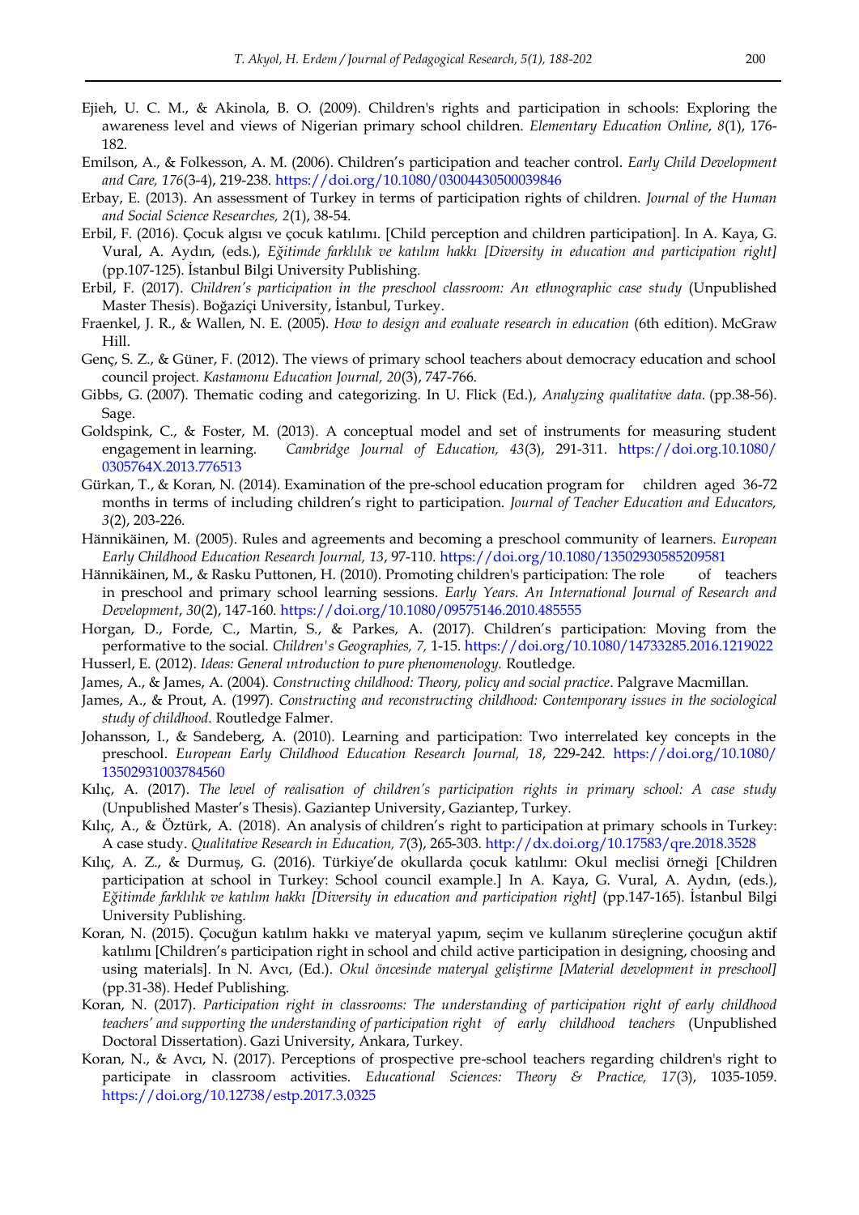Ejieh, U. C. M., & Akinola, B. O. (2009). Children's rights and participation in schools: Exploring the awareness level and views of Nigerian primary school children. *Elementary Education Online*, *8*(1), 176-182.

Emilson, A., & Folkesson, A. M. (2006). Children's participation and teacher control. *Early Child Development and Care, 176*(3-4), 219-238. https://doi.org/10.1080/03004430500039846

Erbay, E. (2013). An assessment of Turkey in terms of participation rights of children. *Journal of the Human and Social Science Researches, 2*(1), 38-54.

Erbil, F. (2016). Çocuk algısı ve çocuk katılımı. [Child perception and children participation]. In A. Kaya, G. Vural, A. Aydın, (eds.), *Eğitimde farklılık ve katılım hakkı [Diversity in education and participation right]* (pp.107-125). İstanbul Bilgi University Publishing.

Erbil, F. (2017). *Children's participation in the preschool classroom: An ethnographic case study* (Unpublished Master Thesis). Boğaziçi University, İstanbul, Turkey.

Fraenkel, J. R., & Wallen, N. E. (2005). *How to design and evaluate research in education* (6th edition). McGraw Hill.

Genç, S. Z., & Güner, F. (2012). The views of primary school teachers about democracy education and school council project. *Kastamonu Education Journal, 20*(3), 747-766.

Gibbs, G. (2007). Thematic coding and categorizing. In U. Flick (Ed.), *Analyzing qualitative data*. (pp.38-56). Sage.

Goldspink, C., & Foster, M. (2013). A conceptual model and set of instruments for measuring student engagement in learning. *Cambridge Journal of Education, 43*(3), 291-311. https://doi.org.10.1080/0305764X.2013.776513

Gürkan, T., & Koran, N. (2014). Examination of the pre-school education program for children aged 36-72 months in terms of including children's right to participation. *Journal of Teacher Education and Educators, 3*(2), 203-226.

Hännikäinen, M. (2005). Rules and agreements and becoming a preschool community of learners. *European Early Childhood Education Research Journal, 13*, 97-110. https://doi.org/10.1080/13502930585209581

Hännikäinen, M., & Rasku Puttonen, H. (2010). Promoting children's participation: The role of teachers in preschool and primary school learning sessions. *Early Years. An International Journal of Research and Development*, *30*(2), 147-160. https://doi.org/10.1080/09575146.2010.485555

Horgan, D., Forde, C., Martin, S., & Parkes, A. (2017). Children's participation: Moving from the performative to the social. *Children's Geographies, 7,* 1-15. https://doi.org/10.1080/14733285.2016.1219022

Husserl, E. (2012). *Ideas: General ıntroduction to pure phenomenology.* Routledge.

James, A., & James, A. (2004). *Constructing childhood: Theory, policy and social practice*. Palgrave Macmillan.

James, A., & Prout, A. (1997). *Constructing and reconstructing childhood: Contemporary issues in the sociological study of childhood*. Routledge Falmer.

Johansson, I., & Sandeberg, A. (2010). Learning and participation: Two interrelated key concepts in the preschool. *European Early Childhood Education Research Journal, 18*, 229-242. https://doi.org/10.1080/13502931003784560

Kılıç, A. (2017). *The level of realisation of children's participation rights in primary school: A case study* (Unpublished Master's Thesis). Gaziantep University, Gaziantep, Turkey.

Kılıç, A., & Öztürk, A. (2018). An analysis of children's right to participation at primary schools in Turkey: A case study. *Qualitative Research in Education, 7*(3), 265-303. http://dx.doi.org/10.17583/qre.2018.3528

Kılıç, A. Z., & Durmuş, G. (2016). Türkiye'de okullarda çocuk katılımı: Okul meclisi örneği [Children participation at school in Turkey: School council example.] In A. Kaya, G. Vural, A. Aydın, (eds.), *Eğitimde farklılık ve katılım hakkı [Diversity in education and participation right]* (pp.147-165). İstanbul Bilgi University Publishing.

Koran, N. (2015). Çocuğun katılım hakkı ve materyal yapım, seçim ve kullanım süreçlerine çocuğun aktif katılımı [Children's participation right in school and child active participation in designing, choosing and using materials]. In N. Avcı, (Ed.). *Okul öncesinde materyal geliştirme [Material development in preschool]* (pp.31-38). Hedef Publishing.

Koran, N. (2017). *Participation right in classrooms: The understanding of participation right of early childhood teachers' and supporting the understanding of participation right of early childhood teachers* (Unpublished Doctoral Dissertation). Gazi University, Ankara, Turkey.

Koran, N., & Avcı, N. (2017). Perceptions of prospective pre-school teachers regarding children's right to participate in classroom activities. *Educational Sciences: Theory & Practice, 17*(3), 1035-1059. https://doi.org/10.12738/estp.2017.3.0325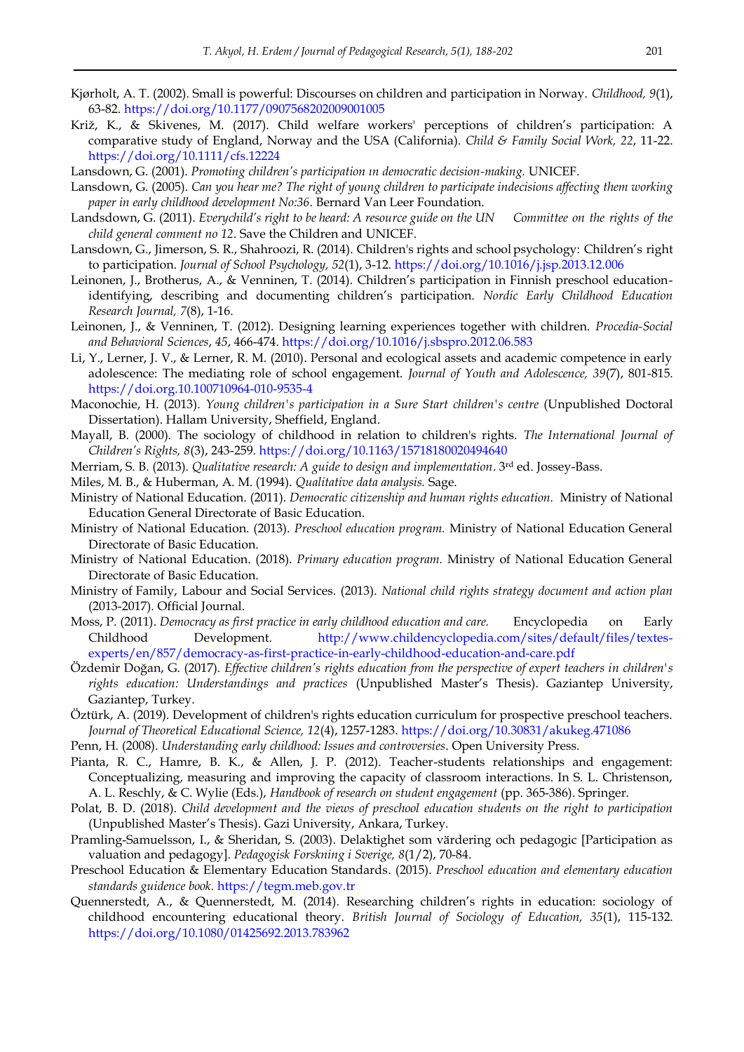Kjørholt, A. T. (2002). Small is powerful: Discourses on children and participation in Norway. *Childhood, 9*(1), 63-82. https://doi.org/10.1177/0907568202009001005

Križ, K., & Skivenes, M. (2017). Child welfare workers' perceptions of children's participation: A comparative study of England, Norway and the USA (California). *Child & Family Social Work, 22*, 11-22. https://doi.org/10.1111/cfs.12224

Lansdown, G. (2001). *Promoting children's participation ın democratic decision-making.* UNICEF.

Lansdown, G. (2005). *Can you hear me? The right of young children to participate indecisions affecting them working paper in early childhood development No:36*. Bernard Van Leer Foundation.

Landsdown, G. (2011). *Everychild's right to be heard: A resource guide on the UN Committee on the rights of the child general comment no 12*. Save the Children and UNICEF.

Lansdown, G., Jimerson, S. R., Shahroozi, R. (2014). Children's rights and school psychology: Children's right to participation. *Journal of School Psychology, 52*(1), 3-12. https://doi.org/10.1016/j.jsp.2013.12.006

Leinonen, J., Brotherus, A., & Venninen, T. (2014). Children's participation in Finnish preschool education-identifying, describing and documenting children's participation. *Nordic Early Childhood Education Research Journal, 7*(8), 1-16.

Leinonen, J., & Venninen, T. (2012). Designing learning experiences together with children. *Procedia-Social and Behavioral Sciences*, *45*, 466-474. https://doi.org/10.1016/j.sbspro.2012.06.583

Li, Y., Lerner, J. V., & Lerner, R. M. (2010). Personal and ecological assets and academic competence in early adolescence: The mediating role of school engagement. *Journal of Youth and Adolescence, 39*(7), 801-815. https://doi.org.10.100710964-010-9535-4

Maconochie, H. (2013). *Young children's participation in a Sure Start children's centre* (Unpublished Doctoral Dissertation). Hallam University, Sheffield, England.

Mayall, B. (2000). The sociology of childhood in relation to children's rights. *The International Journal of Children's Rights, 8*(3), 243-259. https://doi.org/10.1163/15718180020494640

Merriam, S. B. (2013). *Qualitative research: A guide to design and implementation*. 3rd ed. Jossey-Bass.

Miles, M. B., & Huberman, A. M. (1994). *Qualitative data analysis.* Sage.

Ministry of National Education. (2011). *Democratic citizenship and human rights education.* Ministry of National Education General Directorate of Basic Education.

Ministry of National Education. (2013). *Preschool education program.* Ministry of National Education General Directorate of Basic Education.

Ministry of National Education. (2018). *Primary education program.* Ministry of National Education General Directorate of Basic Education.

Ministry of Family, Labour and Social Services. (2013). *National child rights strategy document and action plan* (2013-2017). Official Journal.

Moss, P. (2011). *Democracy as first practice in early childhood education and care.* Encyclopedia on Early Childhood Development. http://www.childencyclopedia.com/sites/default/files/textes-experts/en/857/democracy-as-first-practice-in-early-childhood-education-and-care.pdf

Özdemir Doğan, G. (2017). *Effective children's rights education from the perspective of expert teachers in children's rights education: Understandings and practices* (Unpublished Master's Thesis). Gaziantep University, Gaziantep, Turkey.

Öztürk, A. (2019). Development of children's rights education curriculum for prospective preschool teachers. *Journal of Theoretical Educational Science, 12*(4), 1257-1283. https://doi.org/10.30831/akukeg.471086

Penn, H. (2008). *Understanding early childhood: Issues and controversies*. Open University Press.

Pianta, R. C., Hamre, B. K., & Allen, J. P. (2012). Teacher-students relationships and engagement: Conceptualizing, measuring and improving the capacity of classroom interactions. In S. L. Christenson, A. L. Reschly, & C. Wylie (Eds.), *Handbook of research on student engagement* (pp. 365-386). Springer.

Polat, B. D. (2018). *Child development and the views of preschool education students on the right to participation* (Unpublished Master's Thesis). Gazi University, Ankara, Turkey.

Pramling-Samuelsson, I., & Sheridan, S. (2003). Delaktighet som värdering och pedagogic [Participation as valuation and pedagogy]. *Pedagogisk Forskning i Sverige, 8*(1/2), 70-84.

Preschool Education & Elementary Education Standards. (2015). *Preschool education and elementary education standards guidence book.* https://tegm.meb.gov.tr

Quennerstedt, A., & Quennerstedt, M. (2014). Researching children's rights in education: sociology of childhood encountering educational theory. *British Journal of Sociology of Education, 35*(1), 115-132. https://doi.org/10.1080/01425692.2013.783962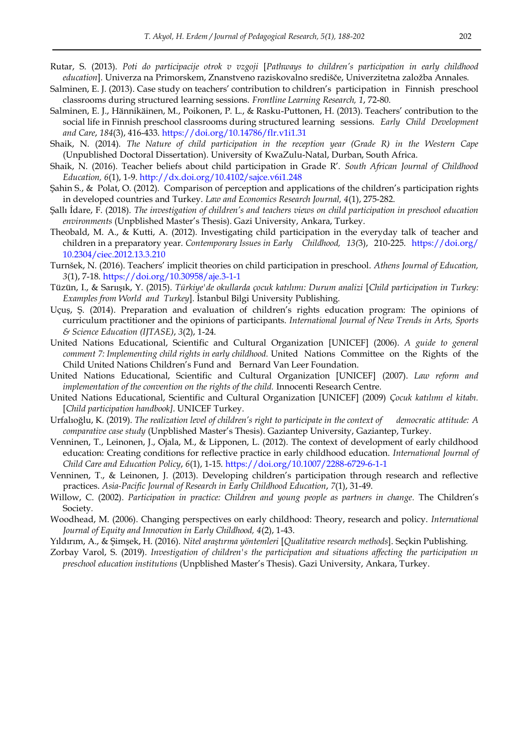Rutar, S. (2013). *Poti do participacije otrok v vzgoji* [*Pathways to children's participation in early childhood education*]. Univerza na Primorskem, Znanstveno raziskovalno središče, Univerzitetna založba Annales.

Salminen, E. J. (2013). Case study on teachers' contribution to children's participation in Finnish preschool classrooms during structured learning sessions. *Frontline Learning Research, 1*, 72-80.

Salminen, E. J., Hännikäinen, M., Poikonen, P. L., & Rasku-Puttonen, H. (2013). Teachers' contribution to the social life in Finnish preschool classrooms during structured learning sessions. *Early Child Development and Care*, *184*(3), 416-433. https://doi.org/10.14786/flr.v1i1.31

Shaik, N. (2014). *The Nature of child participation in the reception year (Grade R) in the Western Cape* (Unpublished Doctoral Dissertation). University of KwaZulu-Natal, Durban, South Africa.

Shaik, N. (2016). Teacher beliefs about child participation in Grade R'. *South African Journal of Childhood Education, 6*(1), 1-9. http://dx.doi.org/10.4102/sajce.v6i1.248

Şahin S., & Polat, O. (2012). Comparison of perception and applications of the children's participation rights in developed countries and Turkey. *Law and Economics Research Journal, 4*(1), 275-282.

Şallı İdare, F. (2018). *The investigation of children's and teachers views on child participation in preschool education environments* (Unpblished Master's Thesis). Gazi University, Ankara, Turkey.

Theobald, M. A., & Kutti, A. (2012). Investigating child participation in the everyday talk of teacher and children in a preparatory year. *Contemporary Issues in Early Childhood, 13*(3), 210-225. https://doi.org/10.2304/ciec.2012.13.3.210

Turnšek, N. (2016). Teachers' implicit theories on child participation in preschool. *Athens Journal of Education, 3*(1), 7-18. https://doi.org/10.30958/aje.3-1-1

Tüzün, I., & Sarıışık, Y. (2015). *Türkiye'de okullarda çocuk katılımı: Durum analizi* [*Child participation in Turkey: Examples from World and Turkey*]. İstanbul Bilgi University Publishing.

Uçuş, Ş. (2014). Preparation and evaluation of children's rights education program: The opinions of curriculum practitioner and the opinions of participants. *International Journal of New Trends in Arts, Sports & Science Education (IJTASE)*, *3*(2), 1-24.

United Nations Educational, Scientific and Cultural Organization [UNICEF] (2006). *A guide to general comment 7: Implementing child rights in early childhood.* United Nations Committee on the Rights of the Child United Nations Children's Fund and Bernard Van Leer Foundation.

United Nations Educational, Scientific and Cultural Organization [UNICEF] (2007). *Law reform and implementation of the convention on the rights of the child.* Innocenti Research Centre.

United Nations Educational, Scientific and Cultural Organization [UNICEF] (2009) *Çocuk katılımı el kitabı.* [*Child participation handbook]*. UNICEF Turkey.

Urfalıoğlu, K. (2019). *The realization level of children's right to participate in the context of democratic attitude: A comparative case study* (Unpblished Master's Thesis). Gaziantep University, Gaziantep, Turkey.

Venninen, T., Leinonen, J., Ojala, M., & Lipponen, L. (2012). The context of development of early childhood education: Creating conditions for reflective practice in early childhood education. *International Journal of Child Care and Education Policy*, *6*(1), 1-15. https://doi.org/10.1007/2288-6729-6-1-1

Venninen, T., & Leinonen, J. (2013). Developing children's participation through research and reflective practices. *Asia-Pacific Journal of Research in Early Childhood Education*, *7*(1), 31-49.

Willow, C. (2002). *Participation in practice: Children and young people as partners in change.* The Children's Society.

Woodhead, M. (2006). Changing perspectives on early childhood: Theory, research and policy. *International Journal of Equity and Innovation in Early Childhood, 4*(2), 1-43.

Yıldırım, A., & Şimşek, H. (2016). *Nitel araştırma yöntemleri* [*Qualitative research methods*]. Seçkin Publishing.

Zorbay Varol, S. (2019). *Investigation of children's the participation and situations affecting the participation ın preschool education institutions* (Unpblished Master's Thesis). Gazi University, Ankara, Turkey.